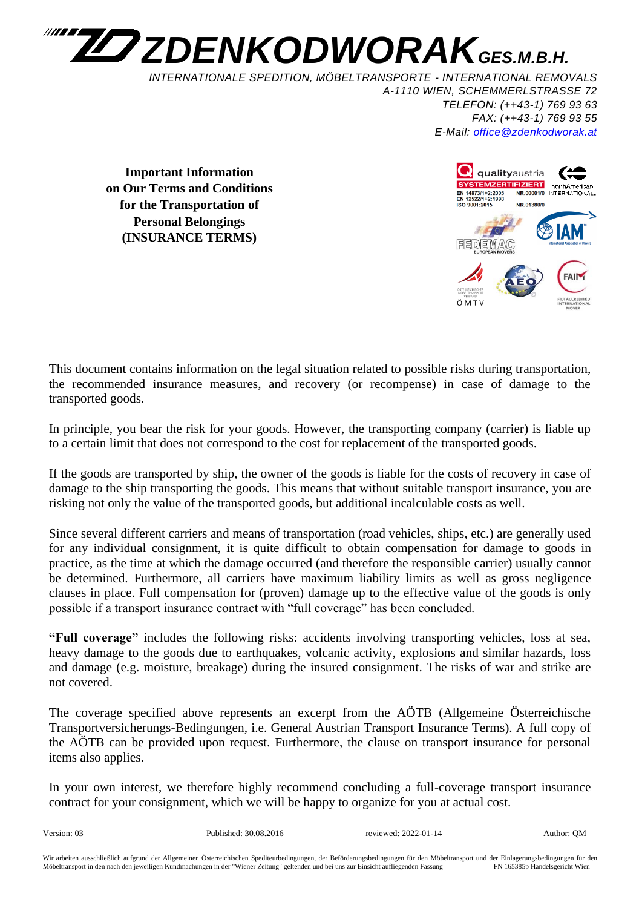# ZDENKODWORAK GES.M.B.H.

*INTERNATIONALE SPEDITION, MÖBELTRANSPORTE - INTERNATIONAL REMOVALS*
*A-1110 WIEN, SCHEMMERLSTRASSE 72*
*TELEFON: (++43-1) 769 93 63*
*FAX: (++43-1) 769 93 55*
*E-Mail: office@zdenkodworak.at*

**Important Information on Our Terms and Conditions for the Transportation of Personal Belongings (INSURANCE TERMS)**

This document contains information on the legal situation related to possible risks during transportation, the recommended insurance measures, and recovery (or recompense) in case of damage to the transported goods.

In principle, you bear the risk for your goods. However, the transporting company (carrier) is liable up to a certain limit that does not correspond to the cost for replacement of the transported goods.

If the goods are transported by ship, the owner of the goods is liable for the costs of recovery in case of damage to the ship transporting the goods. This means that without suitable transport insurance, you are risking not only the value of the transported goods, but additional incalculable costs as well.

Since several different carriers and means of transportation (road vehicles, ships, etc.) are generally used for any individual consignment, it is quite difficult to obtain compensation for damage to goods in practice, as the time at which the damage occurred (and therefore the responsible carrier) usually cannot be determined. Furthermore, all carriers have maximum liability limits as well as gross negligence clauses in place. Full compensation for (proven) damage up to the effective value of the goods is only possible if a transport insurance contract with "full coverage" has been concluded.

**"Full coverage"** includes the following risks: accidents involving transporting vehicles, loss at sea, heavy damage to the goods due to earthquakes, volcanic activity, explosions and similar hazards, loss and damage (e.g. moisture, breakage) during the insured consignment. The risks of war and strike are not covered.

The coverage specified above represents an excerpt from the AÖTB (Allgemeine Österreichische Transportversicherungs-Bedingungen, i.e. General Austrian Transport Insurance Terms). A full copy of the AÖTB can be provided upon request. Furthermore, the clause on transport insurance for personal items also applies.

In your own interest, we therefore highly recommend concluding a full-coverage transport insurance contract for your consignment, which we will be happy to organize for you at actual cost.

Version: 03 Published: 30.08.2016 reviewed: 2022-01-14 Author: QM

Wir arbeiten ausschließlich aufgrund der Allgemeinen Österreichischen Spediteurbedingungen, der Beförderungsbedingungen für den Möbeltransport und der Einlagerungsbedingungen für den Möbeltransport in den nach den jeweiligen Kundmachungen in der "Wiener Zeitung" geltenden und bei uns zur Einsicht aufliegenden Fassung FN 165385p Handelsgericht Wien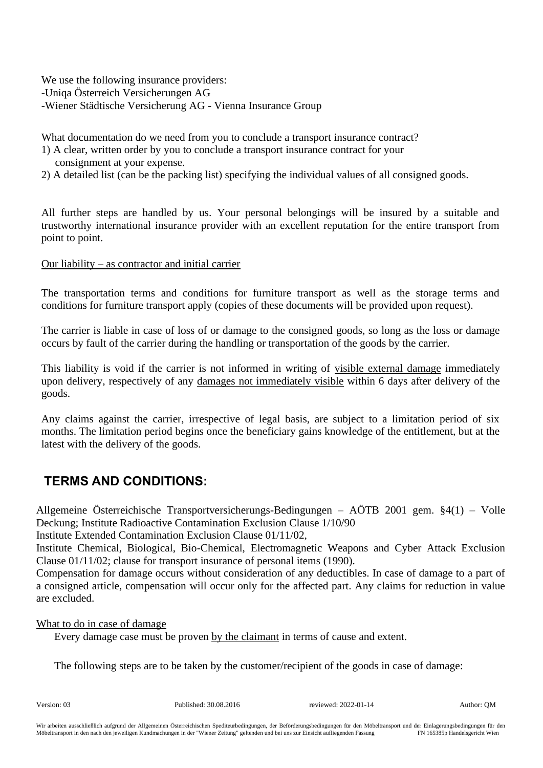We use the following insurance providers:
-Uniqa Österreich Versicherungen AG
-Wiener Städtische Versicherung AG - Vienna Insurance Group

What documentation do we need from you to conclude a transport insurance contract?

1) A clear, written order by you to conclude a transport insurance contract for your consignment at your expense.
2) A detailed list (can be the packing list) specifying the individual values of all consigned goods.

All further steps are handled by us. Your personal belongings will be insured by a suitable and trustworthy international insurance provider with an excellent reputation for the entire transport from point to point.

<u>Our liability – as contractor and initial carrier</u>

The transportation terms and conditions for furniture transport as well as the storage terms and conditions for furniture transport apply (copies of these documents will be provided upon request).

The carrier is liable in case of loss of or damage to the consigned goods, so long as the loss or damage occurs by fault of the carrier during the handling or transportation of the goods by the carrier.

This liability is void if the carrier is not informed in writing of <u>visible external damage</u> immediately upon delivery, respectively of any <u>damages not immediately visible</u> within 6 days after delivery of the goods.

Any claims against the carrier, irrespective of legal basis, are subject to a limitation period of six months. The limitation period begins once the beneficiary gains knowledge of the entitlement, but at the latest with the delivery of the goods.

## TERMS AND CONDITIONS:

Allgemeine Österreichische Transportversicherungs-Bedingungen – AÖTB 2001 gem. §4(1) – Volle Deckung; Institute Radioactive Contamination Exclusion Clause 1/10/90
Institute Extended Contamination Exclusion Clause 01/11/02,
Institute Chemical, Biological, Bio-Chemical, Electromagnetic Weapons and Cyber Attack Exclusion Clause 01/11/02; clause for transport insurance of personal items (1990).
Compensation for damage occurs without consideration of any deductibles. In case of damage to a part of a consigned article, compensation will occur only for the affected part. Any claims for reduction in value are excluded.

<u>What to do in case of damage</u>

Every damage case must be proven <u>by the claimant</u> in terms of cause and extent.

The following steps are to be taken by the customer/recipient of the goods in case of damage: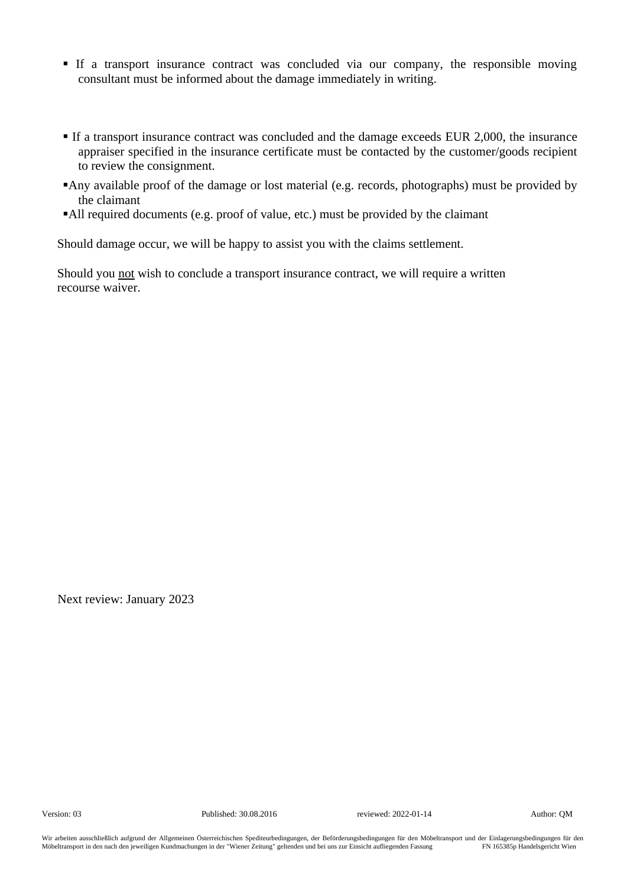- If a transport insurance contract was concluded via our company, the responsible moving consultant must be informed about the damage immediately in writing.

- If a transport insurance contract was concluded and the damage exceeds EUR 2,000, the insurance appraiser specified in the insurance certificate must be contacted by the customer/goods recipient to review the consignment.
- Any available proof of the damage or lost material (e.g. records, photographs) must be provided by the claimant
- All required documents (e.g. proof of value, etc.) must be provided by the claimant

Should damage occur, we will be happy to assist you with the claims settlement.

Should you <u>not</u> wish to conclude a transport insurance contract, we will require a written recourse waiver.

Next review: January 2023

Version: 03 Published: 30.08.2016 reviewed: 2022-01-14 Author: QM

Wir arbeiten ausschließlich aufgrund der Allgemeinen Österreichischen Spediteurbedingungen, der Beförderungsbedingungen für den Möbeltransport und der Einlagerungsbedingungen für den Möbeltransport in den nach den jeweiligen Kundmachungen in der "Wiener Zeitung" geltenden und bei uns zur Einsicht aufliegenden Fassung FN 165385p Handelsgericht Wien